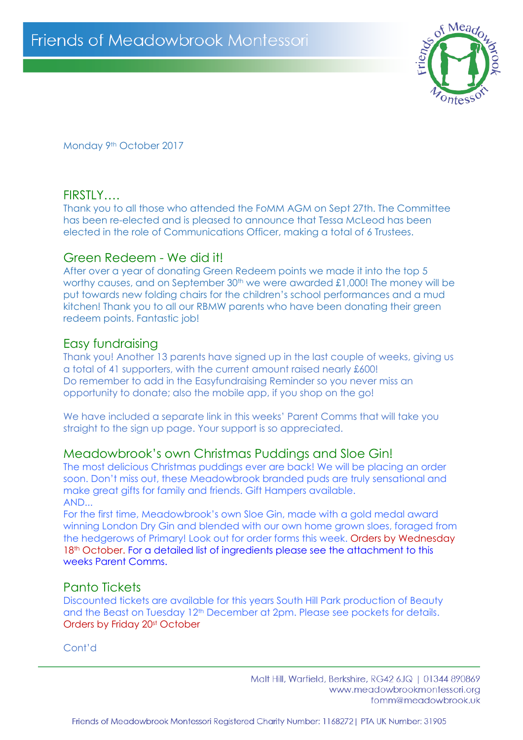# Friends of Meadowbrook Montessori

Monday 9th October 2017

## FIRSTLY….

Thank you to all those who attended the FoMM AGM on Sept 27th. The Committee has been re-elected and is pleased to announce that Tessa McLeod has been elected in the role of Communications Officer, making a total of 6 Trustees.

## Green Redeem - We did it!

After over a year of donating Green Redeem points we made it into the top 5 worthy causes, and on September 30th we were awarded £1,000! The money will be put towards new folding chairs for the children's school performances and a mud kitchen! Thank you to all our RBMW parents who have been donating their green redeem points. Fantastic job!

## Easy fundraising

Thank you! Another 13 parents have signed up in the last couple of weeks, giving us a total of 41 supporters, with the current amount raised nearly £600!
Do remember to add in the Easyfundraising Reminder so you never miss an opportunity to donate; also the mobile app, if you shop on the go!

We have included a separate link in this weeks' Parent Comms that will take you straight to the sign up page. Your support is so appreciated.

## Meadowbrook's own Christmas Puddings and Sloe Gin!

The most delicious Christmas puddings ever are back! We will be placing an order soon. Don't miss out, these Meadowbrook branded puds are truly sensational and make great gifts for family and friends. Gift Hampers available.
AND...
For the first time, Meadowbrook's own Sloe Gin, made with a gold medal award winning London Dry Gin and blended with our own home grown sloes, foraged from the hedgerows of Primary! Look out for order forms this week. Orders by Wednesday 18th October. For a detailed list of ingredients please see the attachment to this weeks Parent Comms.

## Panto Tickets

Discounted tickets are available for this years South Hill Park production of Beauty and the Beast on Tuesday 12th December at 2pm. Please see pockets for details.
Orders by Friday 20st October

Cont'd

Malt Hill, Warfield, Berkshire, RG42 6JQ | 01344 890869
www.meadowbrookmontessori.org
fomm@meadowbrook.uk

Friends of Meadowbrook Montessori Registered Charity Number: 1168272| PTA UK Number: 31905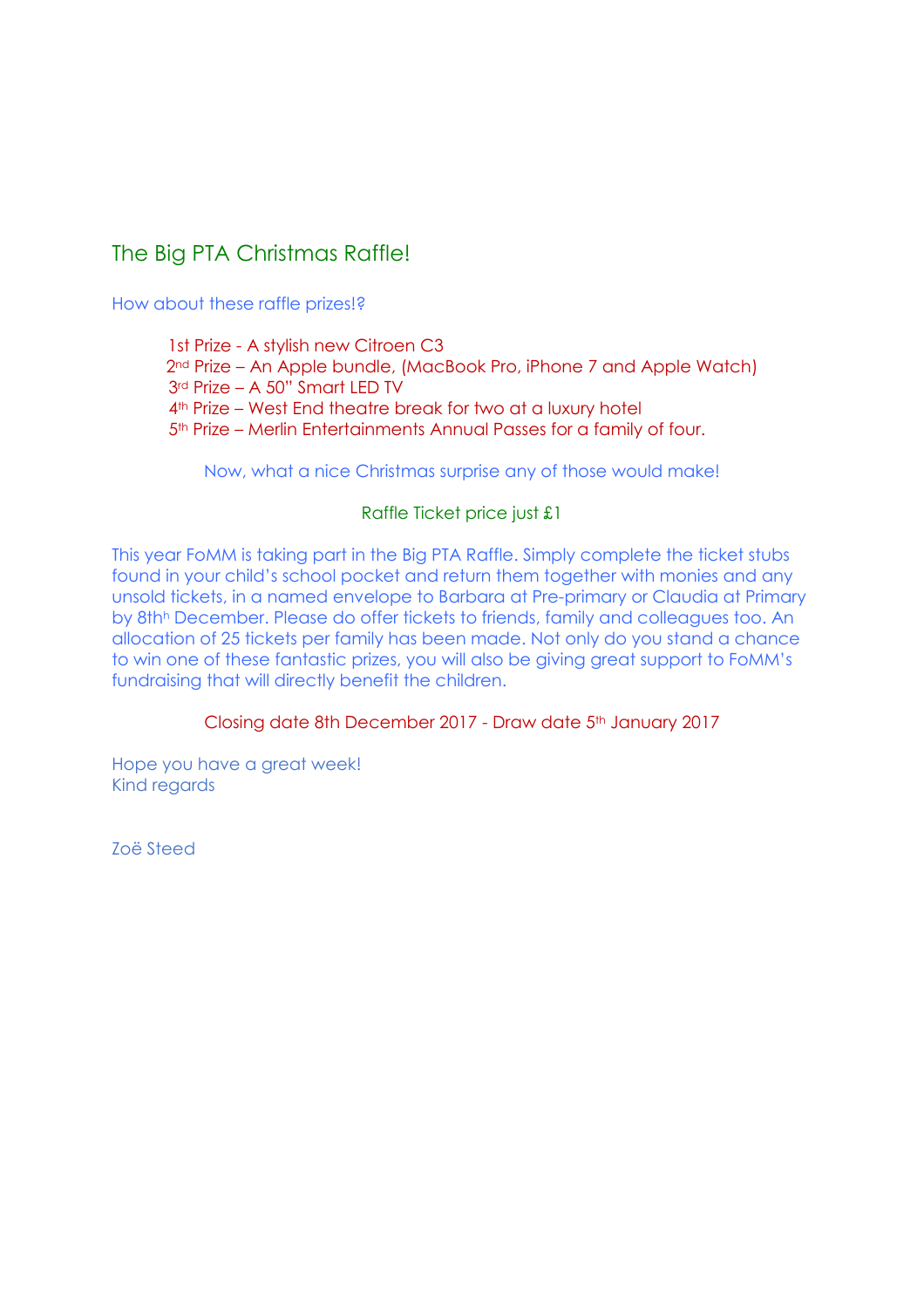# The Big PTA Christmas Raffle!

How about these raffle prizes!?

1st Prize - A stylish new Citroen C3
2nd Prize – An Apple bundle, (MacBook Pro, iPhone 7 and Apple Watch)
3rd Prize – A 50" Smart LED TV
4th Prize – West End theatre break for two at a luxury hotel
5th Prize – Merlin Entertainments Annual Passes for a family of four.

Now, what a nice Christmas surprise any of those would make!

Raffle Ticket price just £1

This year FoMM is taking part in the Big PTA Raffle. Simply complete the ticket stubs found in your child's school pocket and return them together with monies and any unsold tickets, in a named envelope to Barbara at Pre-primary or Claudia at Primary by 8thh December. Please do offer tickets to friends, family and colleagues too. An allocation of 25 tickets per family has been made. Not only do you stand a chance to win one of these fantastic prizes, you will also be giving great support to FoMM's fundraising that will directly benefit the children.

Closing date 8th December 2017 - Draw date 5th January 2017

Hope you have a great week!
Kind regards

Zoë Steed